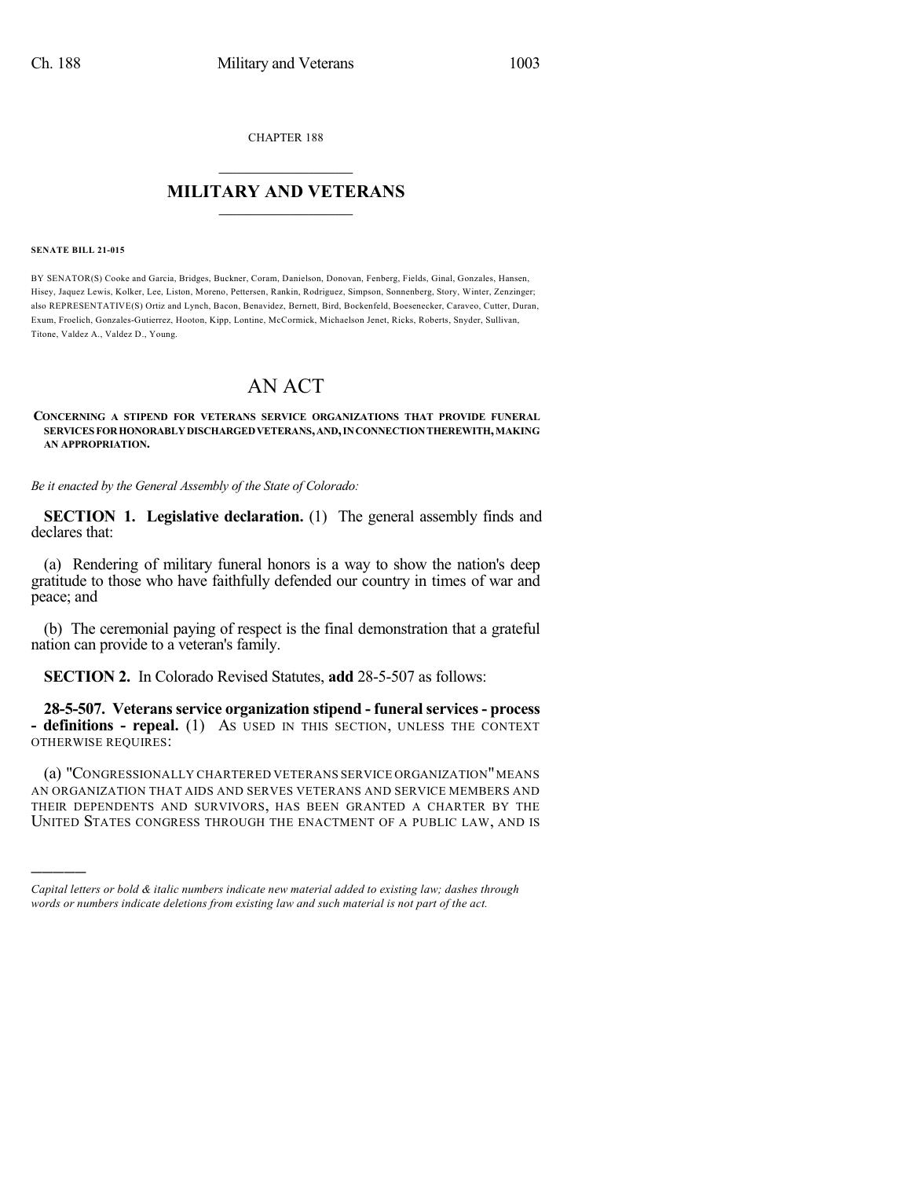CHAPTER 188

# MILITARY AND VETERANS

**SENATE BILL 21-015**

BY SENATOR(S) Cooke and Garcia, Bridges, Buckner, Coram, Danielson, Donovan, Fenberg, Fields, Ginal, Gonzales, Hansen, Hisey, Jaquez Lewis, Kolker, Lee, Liston, Moreno, Pettersen, Rankin, Rodriguez, Simpson, Sonnenberg, Story, Winter, Zenzinger; also REPRESENTATIVE(S) Ortiz and Lynch, Bacon, Benavidez, Bernett, Bird, Bockenfeld, Boesenecker, Caraveo, Cutter, Duran, Exum, Froelich, Gonzales-Gutierrez, Hooton, Kipp, Lontine, McCormick, Michaelson Jenet, Ricks, Roberts, Snyder, Sullivan, Titone, Valdez A., Valdez D., Young.

# AN ACT

**CONCERNING A STIPEND FOR VETERANS SERVICE ORGANIZATIONS THAT PROVIDE FUNERAL SERVICES FOR HONORABLY DISCHARGED VETERANS, AND, IN CONNECTION THEREWITH, MAKING AN APPROPRIATION.**

*Be it enacted by the General Assembly of the State of Colorado:*

**SECTION 1. Legislative declaration.** (1) The general assembly finds and declares that:

(a) Rendering of military funeral honors is a way to show the nation's deep gratitude to those who have faithfully defended our country in times of war and peace; and

(b) The ceremonial paying of respect is the final demonstration that a grateful nation can provide to a veteran's family.

**SECTION 2.** In Colorado Revised Statutes, **add** 28-5-507 as follows:

**28-5-507. Veterans service organization stipend - funeral services - process - definitions - repeal.** (1) AS USED IN THIS SECTION, UNLESS THE CONTEXT OTHERWISE REQUIRES:

(a) "CONGRESSIONALLY CHARTERED VETERANS SERVICE ORGANIZATION" MEANS AN ORGANIZATION THAT AIDS AND SERVES VETERANS AND SERVICE MEMBERS AND THEIR DEPENDENTS AND SURVIVORS, HAS BEEN GRANTED A CHARTER BY THE UNITED STATES CONGRESS THROUGH THE ENACTMENT OF A PUBLIC LAW, AND IS

---

*Capital letters or bold & italic numbers indicate new material added to existing law; dashes through words or numbers indicate deletions from existing law and such material is not part of the act.*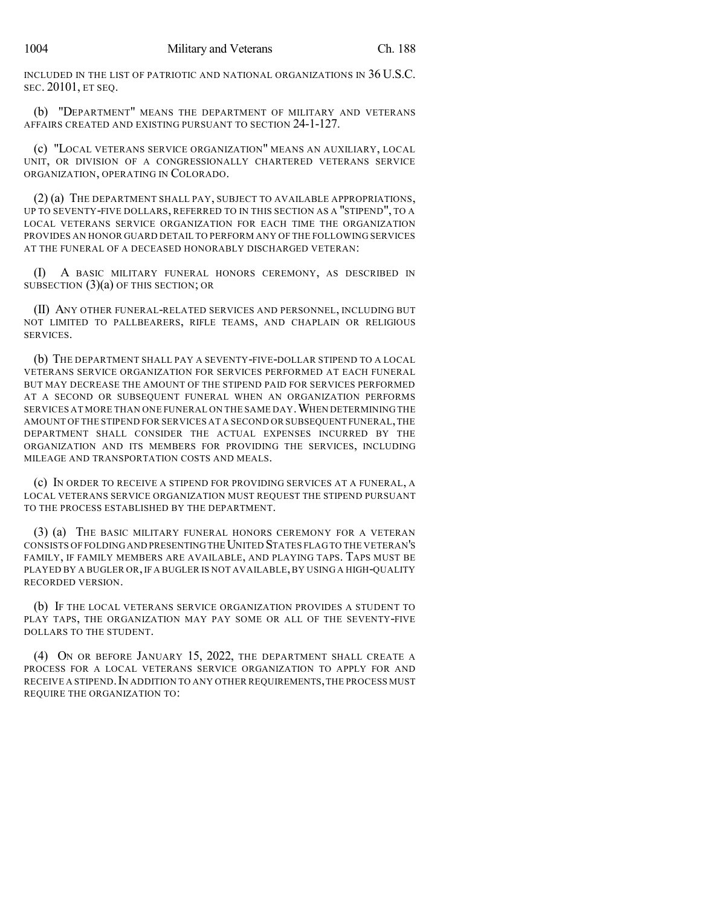INCLUDED IN THE LIST OF PATRIOTIC AND NATIONAL ORGANIZATIONS IN 36 U.S.C. SEC. 20101, ET SEQ.

(b) "DEPARTMENT" MEANS THE DEPARTMENT OF MILITARY AND VETERANS AFFAIRS CREATED AND EXISTING PURSUANT TO SECTION 24-1-127.

(c) "LOCAL VETERANS SERVICE ORGANIZATION" MEANS AN AUXILIARY, LOCAL UNIT, OR DIVISION OF A CONGRESSIONALLY CHARTERED VETERANS SERVICE ORGANIZATION, OPERATING IN COLORADO.

(2) (a) THE DEPARTMENT SHALL PAY, SUBJECT TO AVAILABLE APPROPRIATIONS, UP TO SEVENTY-FIVE DOLLARS, REFERRED TO IN THIS SECTION AS A "STIPEND", TO A LOCAL VETERANS SERVICE ORGANIZATION FOR EACH TIME THE ORGANIZATION PROVIDES AN HONOR GUARD DETAIL TO PERFORM ANY OF THE FOLLOWING SERVICES AT THE FUNERAL OF A DECEASED HONORABLY DISCHARGED VETERAN:

(I) A BASIC MILITARY FUNERAL HONORS CEREMONY, AS DESCRIBED IN SUBSECTION (3)(a) OF THIS SECTION; OR

(II) ANY OTHER FUNERAL-RELATED SERVICES AND PERSONNEL, INCLUDING BUT NOT LIMITED TO PALLBEARERS, RIFLE TEAMS, AND CHAPLAIN OR RELIGIOUS SERVICES.

(b) THE DEPARTMENT SHALL PAY A SEVENTY-FIVE-DOLLAR STIPEND TO A LOCAL VETERANS SERVICE ORGANIZATION FOR SERVICES PERFORMED AT EACH FUNERAL BUT MAY DECREASE THE AMOUNT OF THE STIPEND PAID FOR SERVICES PERFORMED AT A SECOND OR SUBSEQUENT FUNERAL WHEN AN ORGANIZATION PERFORMS SERVICES AT MORE THAN ONE FUNERAL ON THE SAME DAY. WHEN DETERMINING THE AMOUNT OF THE STIPEND FOR SERVICES AT A SECOND OR SUBSEQUENT FUNERAL, THE DEPARTMENT SHALL CONSIDER THE ACTUAL EXPENSES INCURRED BY THE ORGANIZATION AND ITS MEMBERS FOR PROVIDING THE SERVICES, INCLUDING MILEAGE AND TRANSPORTATION COSTS AND MEALS.

(c) IN ORDER TO RECEIVE A STIPEND FOR PROVIDING SERVICES AT A FUNERAL, A LOCAL VETERANS SERVICE ORGANIZATION MUST REQUEST THE STIPEND PURSUANT TO THE PROCESS ESTABLISHED BY THE DEPARTMENT.

(3) (a) THE BASIC MILITARY FUNERAL HONORS CEREMONY FOR A VETERAN CONSISTS OF FOLDING AND PRESENTING THE UNITED STATES FLAG TO THE VETERAN'S FAMILY, IF FAMILY MEMBERS ARE AVAILABLE, AND PLAYING TAPS. TAPS MUST BE PLAYED BY A BUGLER OR, IF A BUGLER IS NOT AVAILABLE, BY USING A HIGH-QUALITY RECORDED VERSION.

(b) IF THE LOCAL VETERANS SERVICE ORGANIZATION PROVIDES A STUDENT TO PLAY TAPS, THE ORGANIZATION MAY PAY SOME OR ALL OF THE SEVENTY-FIVE DOLLARS TO THE STUDENT.

(4) ON OR BEFORE JANUARY 15, 2022, THE DEPARTMENT SHALL CREATE A PROCESS FOR A LOCAL VETERANS SERVICE ORGANIZATION TO APPLY FOR AND RECEIVE A STIPEND. IN ADDITION TO ANY OTHER REQUIREMENTS, THE PROCESS MUST REQUIRE THE ORGANIZATION TO: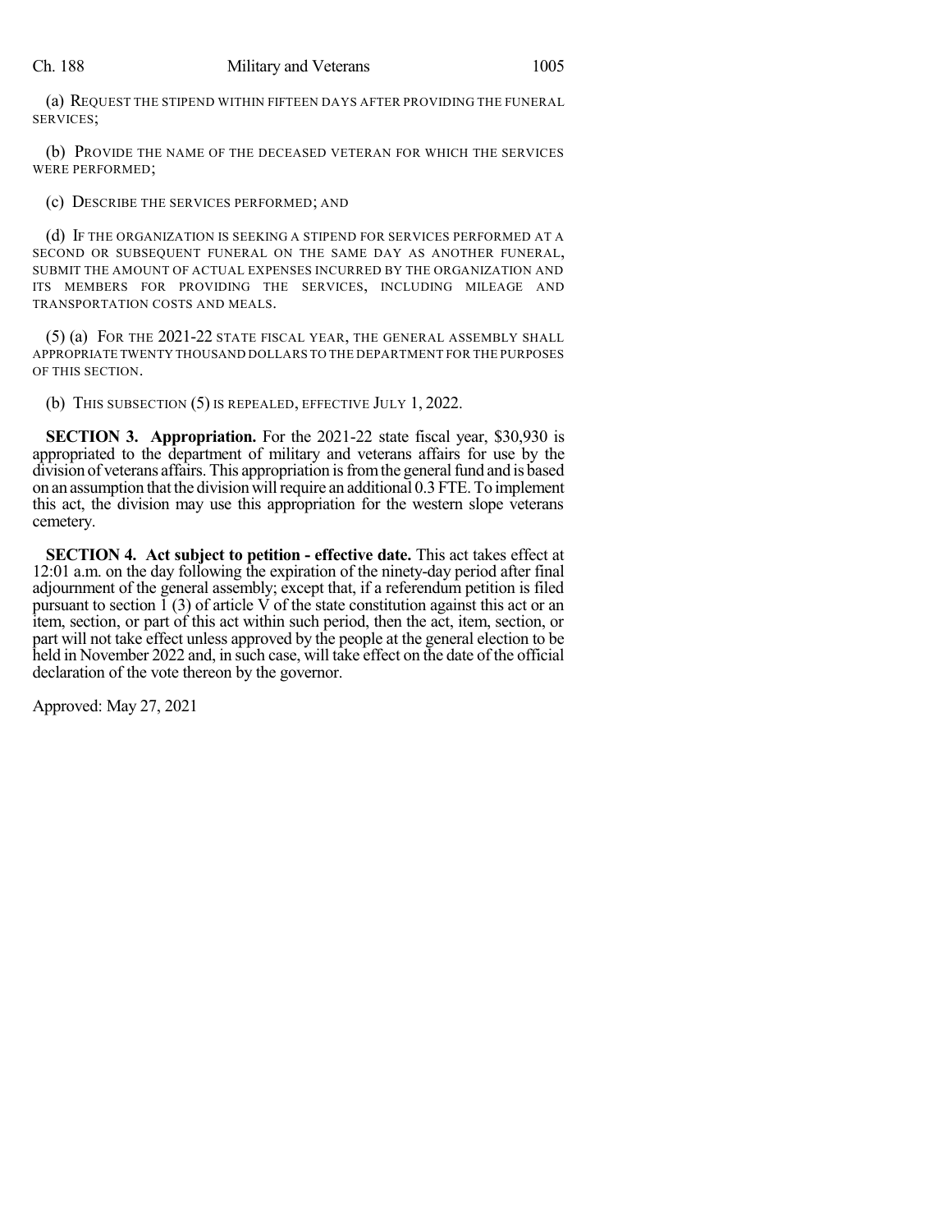(a) REQUEST THE STIPEND WITHIN FIFTEEN DAYS AFTER PROVIDING THE FUNERAL SERVICES;

(b) PROVIDE THE NAME OF THE DECEASED VETERAN FOR WHICH THE SERVICES WERE PERFORMED;

(c) DESCRIBE THE SERVICES PERFORMED; AND

(d) IF THE ORGANIZATION IS SEEKING A STIPEND FOR SERVICES PERFORMED AT A SECOND OR SUBSEQUENT FUNERAL ON THE SAME DAY AS ANOTHER FUNERAL, SUBMIT THE AMOUNT OF ACTUAL EXPENSES INCURRED BY THE ORGANIZATION AND ITS MEMBERS FOR PROVIDING THE SERVICES, INCLUDING MILEAGE AND TRANSPORTATION COSTS AND MEALS.

(5) (a) FOR THE 2021-22 STATE FISCAL YEAR, THE GENERAL ASSEMBLY SHALL APPROPRIATE TWENTY THOUSAND DOLLARS TO THE DEPARTMENT FOR THE PURPOSES OF THIS SECTION.

(b) THIS SUBSECTION (5) IS REPEALED, EFFECTIVE JULY 1, 2022.

**SECTION 3. Appropriation.** For the 2021-22 state fiscal year, $30,930 is appropriated to the department of military and veterans affairs for use by the division of veterans affairs. This appropriation is from the general fund and is based on an assumption that the division will require an additional 0.3 FTE. To implement this act, the division may use this appropriation for the western slope veterans cemetery.

**SECTION 4. Act subject to petition - effective date.** This act takes effect at 12:01 a.m. on the day following the expiration of the ninety-day period after final adjournment of the general assembly; except that, if a referendum petition is filed pursuant to section 1 (3) of article V of the state constitution against this act or an item, section, or part of this act within such period, then the act, item, section, or part will not take effect unless approved by the people at the general election to be held in November 2022 and, in such case, will take effect on the date of the official declaration of the vote thereon by the governor.

Approved: May 27, 2021